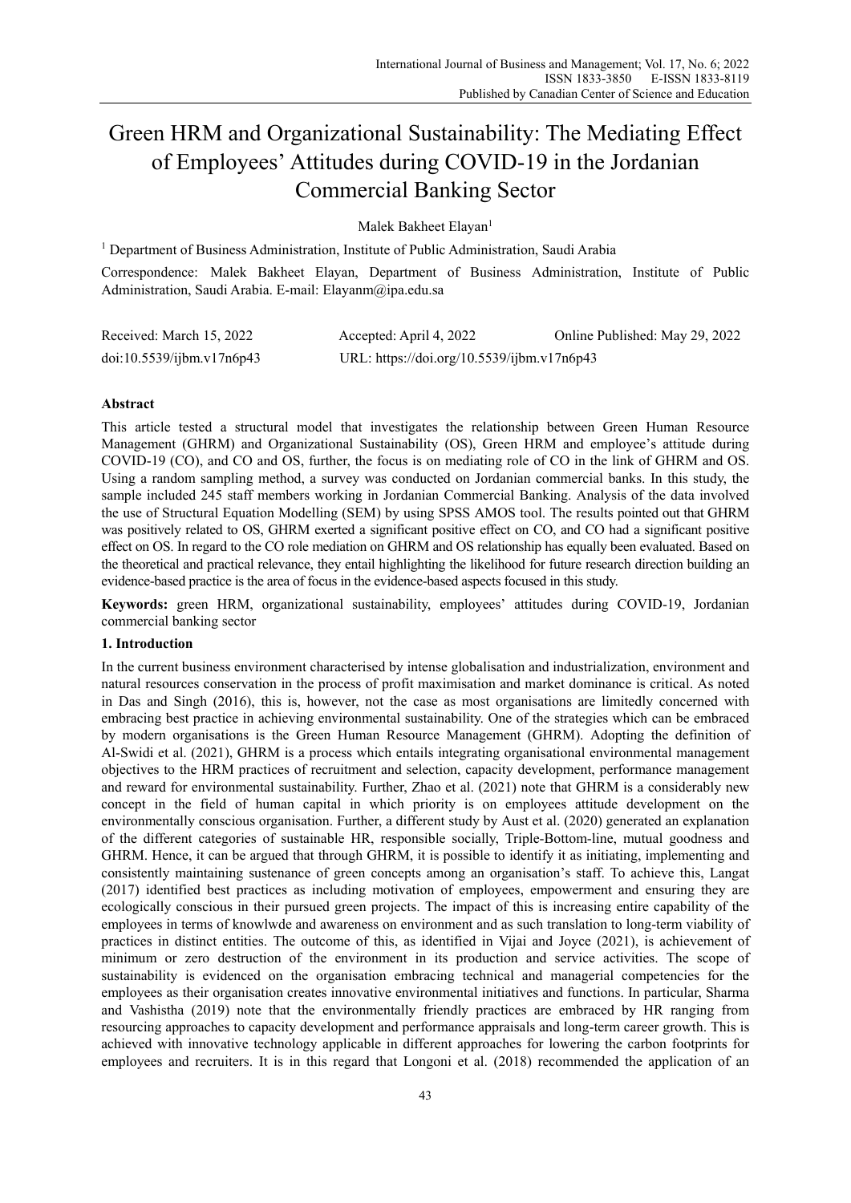# Green HRM and Organizational Sustainability: The Mediating Effect of Employees' Attitudes during COVID-19 in the Jordanian Commercial Banking Sector

Malek Bakheet Elayan[1]

[1] Department of Business Administration, Institute of Public Administration, Saudi Arabia

Correspondence: Malek Bakheet Elayan, Department of Business Administration, Institute of Public Administration, Saudi Arabia. E-mail: Elayanm@ipa.edu.sa

Received: March 15, 2022    Accepted: April 4, 2022    Online Published: May 29, 2022

doi:10.5539/ijbm.v17n6p43    URL: https://doi.org/10.5539/ijbm.v17n6p43

## Abstract

This article tested a structural model that investigates the relationship between Green Human Resource Management (GHRM) and Organizational Sustainability (OS), Green HRM and employee's attitude during COVID-19 (CO), and CO and OS, further, the focus is on mediating role of CO in the link of GHRM and OS. Using a random sampling method, a survey was conducted on Jordanian commercial banks. In this study, the sample included 245 staff members working in Jordanian Commercial Banking. Analysis of the data involved the use of Structural Equation Modelling (SEM) by using SPSS AMOS tool. The results pointed out that GHRM was positively related to OS, GHRM exerted a significant positive effect on CO, and CO had a significant positive effect on OS. In regard to the CO role mediation on GHRM and OS relationship has equally been evaluated. Based on the theoretical and practical relevance, they entail highlighting the likelihood for future research direction building an evidence-based practice is the area of focus in the evidence-based aspects focused in this study.

**Keywords:** green HRM, organizational sustainability, employees' attitudes during COVID-19, Jordanian commercial banking sector

## 1. Introduction

In the current business environment characterised by intense globalisation and industrialization, environment and natural resources conservation in the process of profit maximisation and market dominance is critical. As noted in Das and Singh (2016), this is, however, not the case as most organisations are limitedly concerned with embracing best practice in achieving environmental sustainability. One of the strategies which can be embraced by modern organisations is the Green Human Resource Management (GHRM). Adopting the definition of Al-Swidi et al. (2021), GHRM is a process which entails integrating organisational environmental management objectives to the HRM practices of recruitment and selection, capacity development, performance management and reward for environmental sustainability. Further, Zhao et al. (2021) note that GHRM is a considerably new concept in the field of human capital in which priority is on employees attitude development on the environmentally conscious organisation. Further, a different study by Aust et al. (2020) generated an explanation of the different categories of sustainable HR, responsible socially, Triple-Bottom-line, mutual goodness and GHRM. Hence, it can be argued that through GHRM, it is possible to identify it as initiating, implementing and consistently maintaining sustenance of green concepts among an organisation's staff. To achieve this, Langat (2017) identified best practices as including motivation of employees, empowerment and ensuring they are ecologically conscious in their pursued green projects. The impact of this is increasing entire capability of the employees in terms of knowlwde and awareness on environment and as such translation to long-term viability of practices in distinct entities. The outcome of this, as identified in Vijai and Joyce (2021), is achievement of minimum or zero destruction of the environment in its production and service activities. The scope of sustainability is evidenced on the organisation embracing technical and managerial competencies for the employees as their organisation creates innovative environmental initiatives and functions. In particular, Sharma and Vashistha (2019) note that the environmentally friendly practices are embraced by HR ranging from resourcing approaches to capacity development and performance appraisals and long-term career growth. This is achieved with innovative technology applicable in different approaches for lowering the carbon footprints for employees and recruiters. It is in this regard that Longoni et al. (2018) recommended the application of an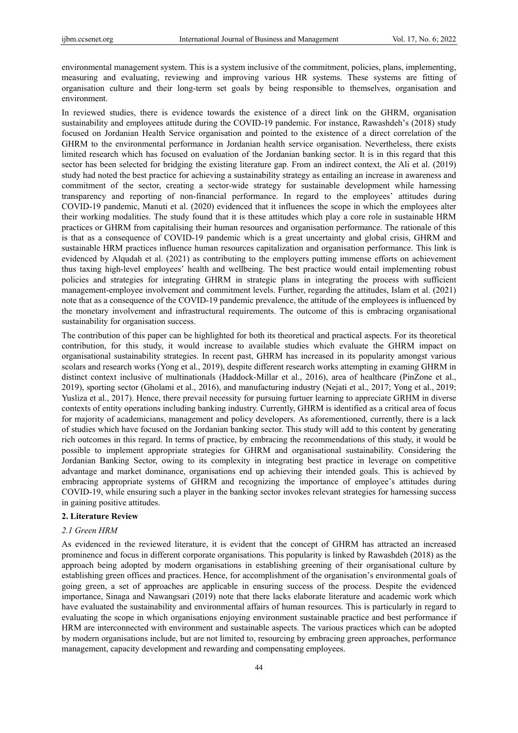environmental management system. This is a system inclusive of the commitment, policies, plans, implementing, measuring and evaluating, reviewing and improving various HR systems. These systems are fitting of organisation culture and their long-term set goals by being responsible to themselves, organisation and environment.

In reviewed studies, there is evidence towards the existence of a direct link on the GHRM, organisation sustainability and employees attitude during the COVID-19 pandemic. For instance, Rawashdeh's (2018) study focused on Jordanian Health Service organisation and pointed to the existence of a direct correlation of the GHRM to the environmental performance in Jordanian health service organisation. Nevertheless, there exists limited research which has focused on evaluation of the Jordanian banking sector. It is in this regard that this sector has been selected for bridging the existing literature gap. From an indirect context, the Ali et al. (2019) study had noted the best practice for achieving a sustainability strategy as entailing an increase in awareness and commitment of the sector, creating a sector-wide strategy for sustainable development while harnessing transparency and reporting of non-financial performance. In regard to the employees' attitudes during COVID-19 pandemic, Manuti et al. (2020) evidenced that it influences the scope in which the employees alter their working modalities. The study found that it is these attitudes which play a core role in sustainable HRM practices or GHRM from capitalising their human resources and organisation performance. The rationale of this is that as a consequence of COVID-19 pandemic which is a great uncertainty and global crisis, GHRM and sustainable HRM practices influence human resources capitalization and organisation performance. This link is evidenced by Alqudah et al. (2021) as contributing to the employers putting immense efforts on achievement thus taxing high-level employees' health and wellbeing. The best practice would entail implementing robust policies and strategies for integrating GHRM in strategic plans in integrating the process with sufficient management-employee involvement and commitment levels. Further, regarding the attitudes, Islam et al. (2021) note that as a consequence of the COVID-19 pandemic prevalence, the attitude of the employees is influenced by the monetary involvement and infrastructural requirements. The outcome of this is embracing organisational sustainability for organisation success.

The contribution of this paper can be highlighted for both its theoretical and practical aspects. For its theoretical contribution, for this study, it would increase to available studies which evaluate the GHRM impact on organisational sustainability strategies. In recent past, GHRM has increased in its popularity amongst various scolars and research works (Yong et al., 2019), despite different research works attempting in examing GHRM in distinct context inclusive of multinationals (Haddock-Millar et al., 2016), area of healthcare (PinZone et al., 2019), sporting sector (Gholami et al., 2016), and manufacturing industry (Nejati et al., 2017; Yong et al., 2019; Yusliza et al., 2017). Hence, there prevail necessity for pursuing furtuer learning to appreciate GRHM in diverse contexts of entity operations including banking industry. Currently, GHRM is identified as a critical area of focus for majority of academicians, management and policy developers. As aforementioned, currently, there is a lack of studies which have focused on the Jordanian banking sector. This study will add to this content by generating rich outcomes in this regard. In terms of practice, by embracing the recommendations of this study, it would be possible to implement appropriate strategies for GHRM and organisational sustainability. Considering the Jordanian Banking Sector, owing to its complexity in integrating best practice in leverage on competitive advantage and market dominance, organisations end up achieving their intended goals. This is achieved by embracing appropriate systems of GHRM and recognizing the importance of employee's attitudes during COVID-19, while ensuring such a player in the banking sector invokes relevant strategies for harnessing success in gaining positive attitudes.

## 2. Literature Review

### *2.1 Green HRM*

As evidenced in the reviewed literature, it is evident that the concept of GHRM has attracted an increased prominence and focus in different corporate organisations. This popularity is linked by Rawashdeh (2018) as the approach being adopted by modern organisations in establishing greening of their organisational culture by establishing green offices and practices. Hence, for accomplishment of the organisation's environmental goals of going green, a set of approaches are applicable in ensuring success of the process. Despite the evidenced importance, Sinaga and Nawangsari (2019) note that there lacks elaborate literature and academic work which have evaluated the sustainability and environmental affairs of human resources. This is particularly in regard to evaluating the scope in which organisations enjoying environment sustainable practice and best performance if HRM are interconnected with environment and sustainable aspects. The various practices which can be adopted by modern organisations include, but are not limited to, resourcing by embracing green approaches, performance management, capacity development and rewarding and compensating employees.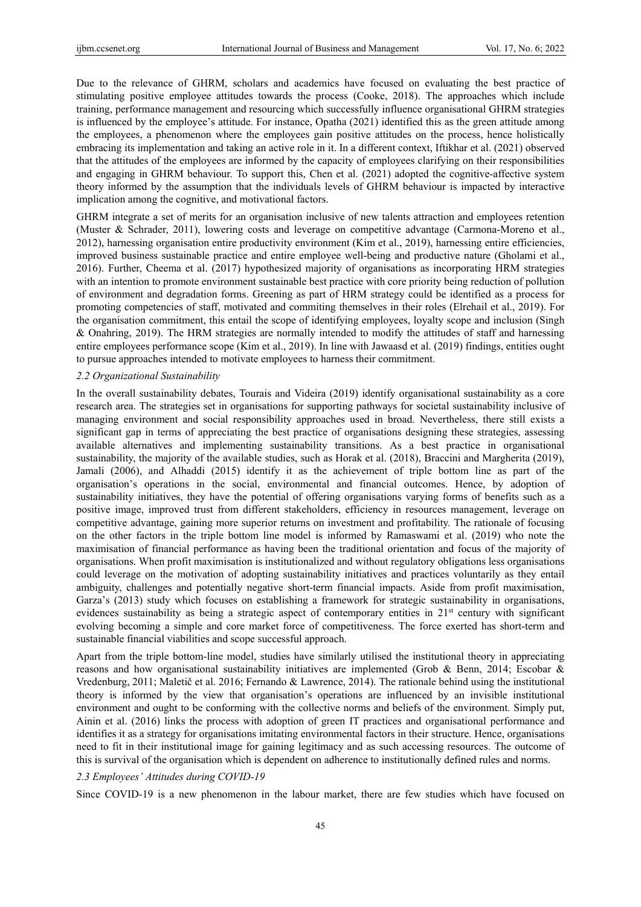Due to the relevance of GHRM, scholars and academics have focused on evaluating the best practice of stimulating positive employee attitudes towards the process (Cooke, 2018). The approaches which include training, performance management and resourcing which successfully influence organisational GHRM strategies is influenced by the employee's attitude. For instance, Opatha (2021) identified this as the green attitude among the employees, a phenomenon where the employees gain positive attitudes on the process, hence holistically embracing its implementation and taking an active role in it. In a different context, Iftikhar et al. (2021) observed that the attitudes of the employees are informed by the capacity of employees clarifying on their responsibilities and engaging in GHRM behaviour. To support this, Chen et al. (2021) adopted the cognitive-affective system theory informed by the assumption that the individuals levels of GHRM behaviour is impacted by interactive implication among the cognitive, and motivational factors.

GHRM integrate a set of merits for an organisation inclusive of new talents attraction and employees retention (Muster & Schrader, 2011), lowering costs and leverage on competitive advantage (Carmona-Moreno et al., 2012), harnessing organisation entire productivity environment (Kim et al., 2019), harnessing entire efficiencies, improved business sustainable practice and entire employee well-being and productive nature (Gholami et al., 2016). Further, Cheema et al. (2017) hypothesized majority of organisations as incorporating HRM strategies with an intention to promote environment sustainable best practice with core priority being reduction of pollution of environment and degradation forms. Greening as part of HRM strategy could be identified as a process for promoting competencies of staff, motivated and commiting themselves in their roles (Elrehail et al., 2019). For the organisation commitment, this entail the scope of identifying employees, loyalty scope and inclusion (Singh & Onahring, 2019). The HRM strategies are normally intended to modify the attitudes of staff and harnessing entire employees performance scope (Kim et al., 2019). In line with Jawaasd et al. (2019) findings, entities ought to pursue approaches intended to motivate employees to harness their commitment.

### *2.2 Organizational Sustainability*

In the overall sustainability debates, Tourais and Videira (2019) identify organisational sustainability as a core research area. The strategies set in organisations for supporting pathways for societal sustainability inclusive of managing environment and social responsibility approaches used in broad. Nevertheless, there still exists a significant gap in terms of appreciating the best practice of organisations designing these strategies, assessing available alternatives and implementing sustainability transitions. As a best practice in organisational sustainability, the majority of the available studies, such as Horak et al. (2018), Braccini and Margherita (2019), Jamali (2006), and Alhaddi (2015) identify it as the achievement of triple bottom line as part of the organisation's operations in the social, environmental and financial outcomes. Hence, by adoption of sustainability initiatives, they have the potential of offering organisations varying forms of benefits such as a positive image, improved trust from different stakeholders, efficiency in resources management, leverage on competitive advantage, gaining more superior returns on investment and profitability. The rationale of focusing on the other factors in the triple bottom line model is informed by Ramaswami et al. (2019) who note the maximisation of financial performance as having been the traditional orientation and focus of the majority of organisations. When profit maximisation is institutionalized and without regulatory obligations less organisations could leverage on the motivation of adopting sustainability initiatives and practices voluntarily as they entail ambiguity, challenges and potentially negative short-term financial impacts. Aside from profit maximisation, Garza's (2013) study which focuses on establishing a framework for strategic sustainability in organisations, evidences sustainability as being a strategic aspect of contemporary entities in 21st century with significant evolving becoming a simple and core market force of competitiveness. The force exerted has short-term and sustainable financial viabilities and scope successful approach.

Apart from the triple bottom-line model, studies have similarly utilised the institutional theory in appreciating reasons and how organisational sustainability initiatives are implemented (Grob & Benn, 2014; Escobar & Vredenburg, 2011; Maletič et al. 2016; Fernando & Lawrence, 2014). The rationale behind using the institutional theory is informed by the view that organisation's operations are influenced by an invisible institutional environment and ought to be conforming with the collective norms and beliefs of the environment. Simply put, Ainin et al. (2016) links the process with adoption of green IT practices and organisational performance and identifies it as a strategy for organisations imitating environmental factors in their structure. Hence, organisations need to fit in their institutional image for gaining legitimacy and as such accessing resources. The outcome of this is survival of the organisation which is dependent on adherence to institutionally defined rules and norms.

### *2.3 Employees' Attitudes during COVID-19*

Since COVID-19 is a new phenomenon in the labour market, there are few studies which have focused on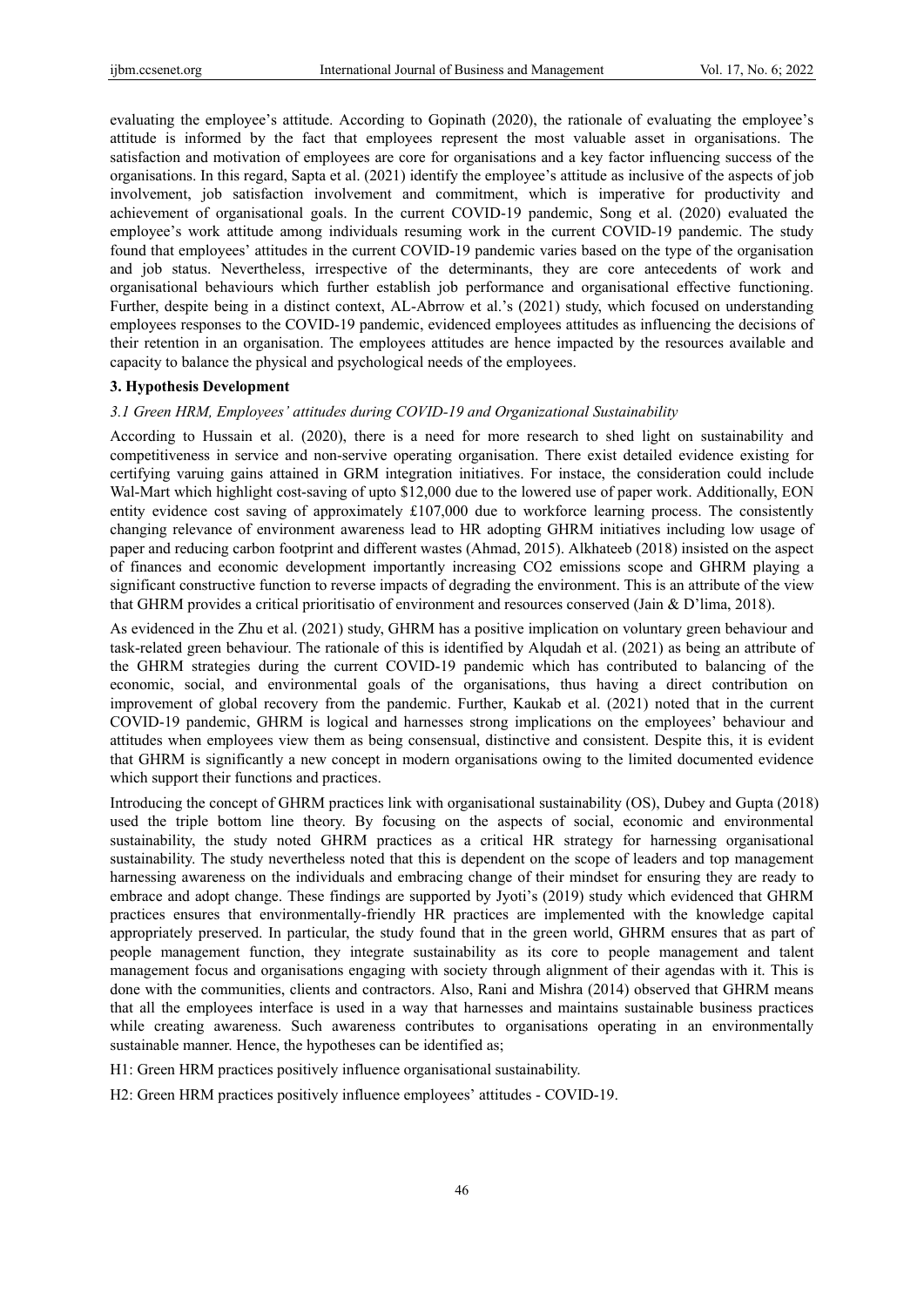evaluating the employee's attitude. According to Gopinath (2020), the rationale of evaluating the employee's attitude is informed by the fact that employees represent the most valuable asset in organisations. The satisfaction and motivation of employees are core for organisations and a key factor influencing success of the organisations. In this regard, Sapta et al. (2021) identify the employee's attitude as inclusive of the aspects of job involvement, job satisfaction involvement and commitment, which is imperative for productivity and achievement of organisational goals. In the current COVID-19 pandemic, Song et al. (2020) evaluated the employee's work attitude among individuals resuming work in the current COVID-19 pandemic. The study found that employees' attitudes in the current COVID-19 pandemic varies based on the type of the organisation and job status. Nevertheless, irrespective of the determinants, they are core antecedents of work and organisational behaviours which further establish job performance and organisational effective functioning. Further, despite being in a distinct context, AL-Abrrow et al.'s (2021) study, which focused on understanding employees responses to the COVID-19 pandemic, evidenced employees attitudes as influencing the decisions of their retention in an organisation. The employees attitudes are hence impacted by the resources available and capacity to balance the physical and psychological needs of the employees.

## 3. Hypothesis Development

### *3.1 Green HRM, Employees' attitudes during COVID-19 and Organizational Sustainability*

According to Hussain et al. (2020), there is a need for more research to shed light on sustainability and competitiveness in service and non-servive operating organisation. There exist detailed evidence existing for certifying varuing gains attained in GRM integration initiatives. For instace, the consideration could include Wal-Mart which highlight cost-saving of upto $12,000 due to the lowered use of paper work. Additionally, EON entity evidence cost saving of approximately £107,000 due to workforce learning process. The consistently changing relevance of environment awareness lead to HR adopting GHRM initiatives including low usage of paper and reducing carbon footprint and different wastes (Ahmad, 2015). Alkhateeb (2018) insisted on the aspect of finances and economic development importantly increasing CO2 emissions scope and GHRM playing a significant constructive function to reverse impacts of degrading the environment. This is an attribute of the view that GHRM provides a critical prioritisatio of environment and resources conserved (Jain & D'lima, 2018).

As evidenced in the Zhu et al. (2021) study, GHRM has a positive implication on voluntary green behaviour and task-related green behaviour. The rationale of this is identified by Alqudah et al. (2021) as being an attribute of the GHRM strategies during the current COVID-19 pandemic which has contributed to balancing of the economic, social, and environmental goals of the organisations, thus having a direct contribution on improvement of global recovery from the pandemic. Further, Kaukab et al. (2021) noted that in the current COVID-19 pandemic, GHRM is logical and harnesses strong implications on the employees' behaviour and attitudes when employees view them as being consensual, distinctive and consistent. Despite this, it is evident that GHRM is significantly a new concept in modern organisations owing to the limited documented evidence which support their functions and practices.

Introducing the concept of GHRM practices link with organisational sustainability (OS), Dubey and Gupta (2018) used the triple bottom line theory. By focusing on the aspects of social, economic and environmental sustainability, the study noted GHRM practices as a critical HR strategy for harnessing organisational sustainability. The study nevertheless noted that this is dependent on the scope of leaders and top management harnessing awareness on the individuals and embracing change of their mindset for ensuring they are ready to embrace and adopt change. These findings are supported by Jyoti's (2019) study which evidenced that GHRM practices ensures that environmentally-friendly HR practices are implemented with the knowledge capital appropriately preserved. In particular, the study found that in the green world, GHRM ensures that as part of people management function, they integrate sustainability as its core to people management and talent management focus and organisations engaging with society through alignment of their agendas with it. This is done with the communities, clients and contractors. Also, Rani and Mishra (2014) observed that GHRM means that all the employees interface is used in a way that harnesses and maintains sustainable business practices while creating awareness. Such awareness contributes to organisations operating in an environmentally sustainable manner. Hence, the hypotheses can be identified as;

H1: Green HRM practices positively influence organisational sustainability.

H2: Green HRM practices positively influence employees' attitudes - COVID-19.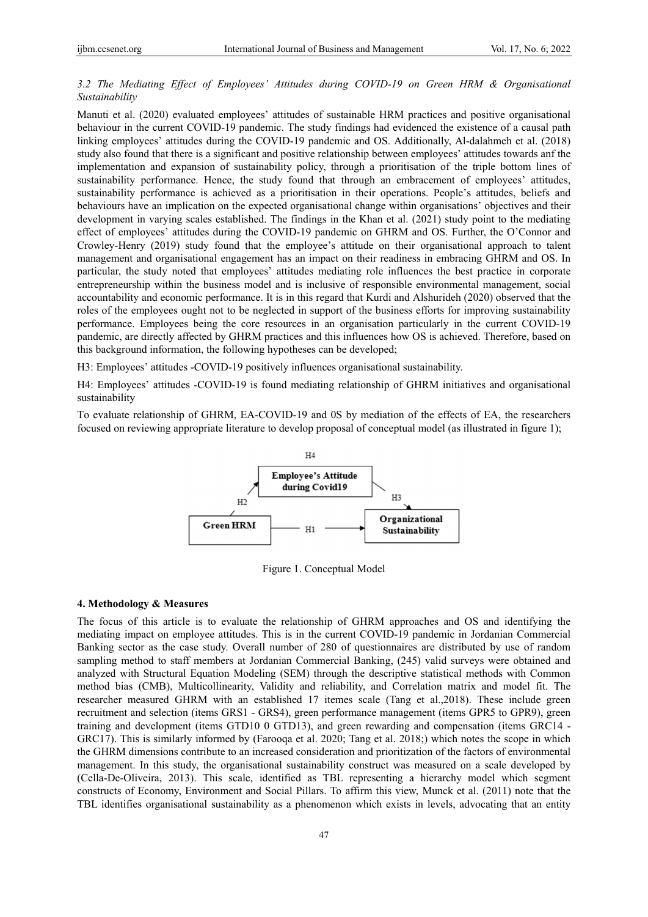*3.2 The Mediating Effect of Employees' Attitudes during COVID-19 on Green HRM & Organisational Sustainability*

Manuti et al. (2020) evaluated employees' attitudes of sustainable HRM practices and positive organisational behaviour in the current COVID-19 pandemic. The study findings had evidenced the existence of a causal path linking employees' attitudes during the COVID-19 pandemic and OS. Additionally, Al-dalahmeh et al. (2018) study also found that there is a significant and positive relationship between employees' attitudes towards anf the implementation and expansion of sustainability policy, through a prioritisation of the triple bottom lines of sustainability performance. Hence, the study found that through an embracement of employees' attitudes, sustainability performance is achieved as a prioritisation in their operations. People's attitudes, beliefs and behaviours have an implication on the expected organisational change within organisations' objectives and their development in varying scales established. The findings in the Khan et al. (2021) study point to the mediating effect of employees' attitudes during the COVID-19 pandemic on GHRM and OS. Further, the O'Connor and Crowley-Henry (2019) study found that the employee's attitude on their organisational approach to talent management and organisational engagement has an impact on their readiness in embracing GHRM and OS. In particular, the study noted that employees' attitudes mediating role influences the best practice in corporate entrepreneurship within the business model and is inclusive of responsible environmental management, social accountability and economic performance. It is in this regard that Kurdi and Alshurideh (2020) observed that the roles of the employees ought not to be neglected in support of the business efforts for improving sustainability performance. Employees being the core resources in an organisation particularly in the current COVID-19 pandemic, are directly affected by GHRM practices and this influences how OS is achieved. Therefore, based on this background information, the following hypotheses can be developed;

H3: Employees' attitudes -COVID-19 positively influences organisational sustainability.

H4: Employees' attitudes -COVID-19 is found mediating relationship of GHRM initiatives and organisational sustainability

To evaluate relationship of GHRM, EA-COVID-19 and 0S by mediation of the effects of EA, the researchers focused on reviewing appropriate literature to develop proposal of conceptual model (as illustrated in figure 1);

H4

Employee's Attitude during Covid19

H2

H3

Green HRM

H1

Organizational Sustainability

Figure 1. Conceptual Model

## 4. Methodology & Measures

The focus of this article is to evaluate the relationship of GHRM approaches and OS and identifying the mediating impact on employee attitudes. This is in the current COVID-19 pandemic in Jordanian Commercial Banking sector as the case study. Overall number of 280 of questionnaires are distributed by use of random sampling method to staff members at Jordanian Commercial Banking, (245) valid surveys were obtained and analyzed with Structural Equation Modeling (SEM) through the descriptive statistical methods with Common method bias (CMB), Multicollinearity, Validity and reliability, and Correlation matrix and model fit. The researcher measured GHRM with an established 17 itemes scale (Tang et al.,2018). These include green recruitment and selection (items GRS1 - GRS4), green performance management (items GPR5 to GPR9), green training and development (items GTD10 0 GTD13), and green rewarding and compensation (items GRC14 - GRC17). This is similarly informed by (Farooqa et al. 2020; Tang et al. 2018;) which notes the scope in which the GHRM dimensions contribute to an increased consideration and prioritization of the factors of environmental management. In this study, the organisational sustainability construct was measured on a scale developed by (Cella-De-Oliveira, 2013). This scale, identified as TBL representing a hierarchy model which segment constructs of Economy, Environment and Social Pillars. To affirm this view, Munck et al. (2011) note that the TBL identifies organisational sustainability as a phenomenon which exists in levels, advocating that an entity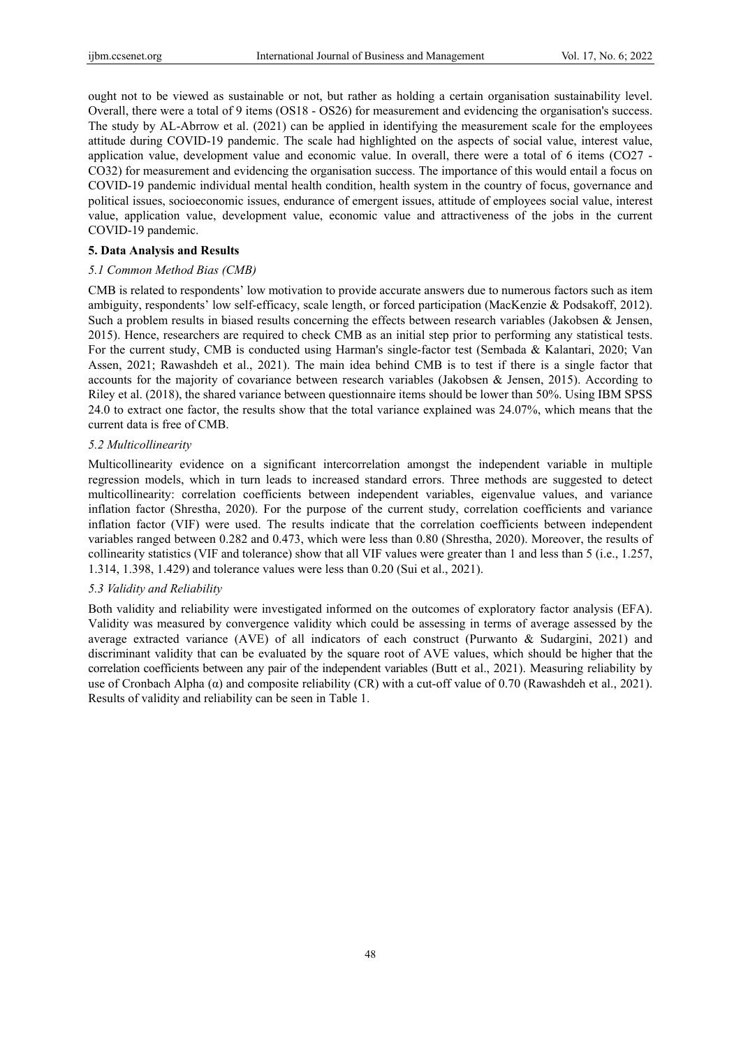ought not to be viewed as sustainable or not, but rather as holding a certain organisation sustainability level. Overall, there were a total of 9 items (OS18 - OS26) for measurement and evidencing the organisation's success. The study by AL-Abrrow et al. (2021) can be applied in identifying the measurement scale for the employees attitude during COVID-19 pandemic. The scale had highlighted on the aspects of social value, interest value, application value, development value and economic value. In overall, there were a total of 6 items (CO27 - CO32) for measurement and evidencing the organisation success. The importance of this would entail a focus on COVID-19 pandemic individual mental health condition, health system in the country of focus, governance and political issues, socioeconomic issues, endurance of emergent issues, attitude of employees social value, interest value, application value, development value, economic value and attractiveness of the jobs in the current COVID-19 pandemic.

## 5. Data Analysis and Results

### *5.1 Common Method Bias (CMB)*

CMB is related to respondents' low motivation to provide accurate answers due to numerous factors such as item ambiguity, respondents' low self-efficacy, scale length, or forced participation (MacKenzie & Podsakoff, 2012). Such a problem results in biased results concerning the effects between research variables (Jakobsen & Jensen, 2015). Hence, researchers are required to check CMB as an initial step prior to performing any statistical tests. For the current study, CMB is conducted using Harman's single-factor test (Sembada & Kalantari, 2020; Van Assen, 2021; Rawashdeh et al., 2021). The main idea behind CMB is to test if there is a single factor that accounts for the majority of covariance between research variables (Jakobsen & Jensen, 2015). According to Riley et al. (2018), the shared variance between questionnaire items should be lower than 50%. Using IBM SPSS 24.0 to extract one factor, the results show that the total variance explained was 24.07%, which means that the current data is free of CMB.

### *5.2 Multicollinearity*

Multicollinearity evidence on a significant intercorrelation amongst the independent variable in multiple regression models, which in turn leads to increased standard errors. Three methods are suggested to detect multicollinearity: correlation coefficients between independent variables, eigenvalue values, and variance inflation factor (Shrestha, 2020). For the purpose of the current study, correlation coefficients and variance inflation factor (VIF) were used. The results indicate that the correlation coefficients between independent variables ranged between 0.282 and 0.473, which were less than 0.80 (Shrestha, 2020). Moreover, the results of collinearity statistics (VIF and tolerance) show that all VIF values were greater than 1 and less than 5 (i.e., 1.257, 1.314, 1.398, 1.429) and tolerance values were less than 0.20 (Sui et al., 2021).

### *5.3 Validity and Reliability*

Both validity and reliability were investigated informed on the outcomes of exploratory factor analysis (EFA). Validity was measured by convergence validity which could be assessing in terms of average assessed by the average extracted variance (AVE) of all indicators of each construct (Purwanto & Sudargini, 2021) and discriminant validity that can be evaluated by the square root of AVE values, which should be higher that the correlation coefficients between any pair of the independent variables (Butt et al., 2021). Measuring reliability by use of Cronbach Alpha (α) and composite reliability (CR) with a cut-off value of 0.70 (Rawashdeh et al., 2021). Results of validity and reliability can be seen in Table 1.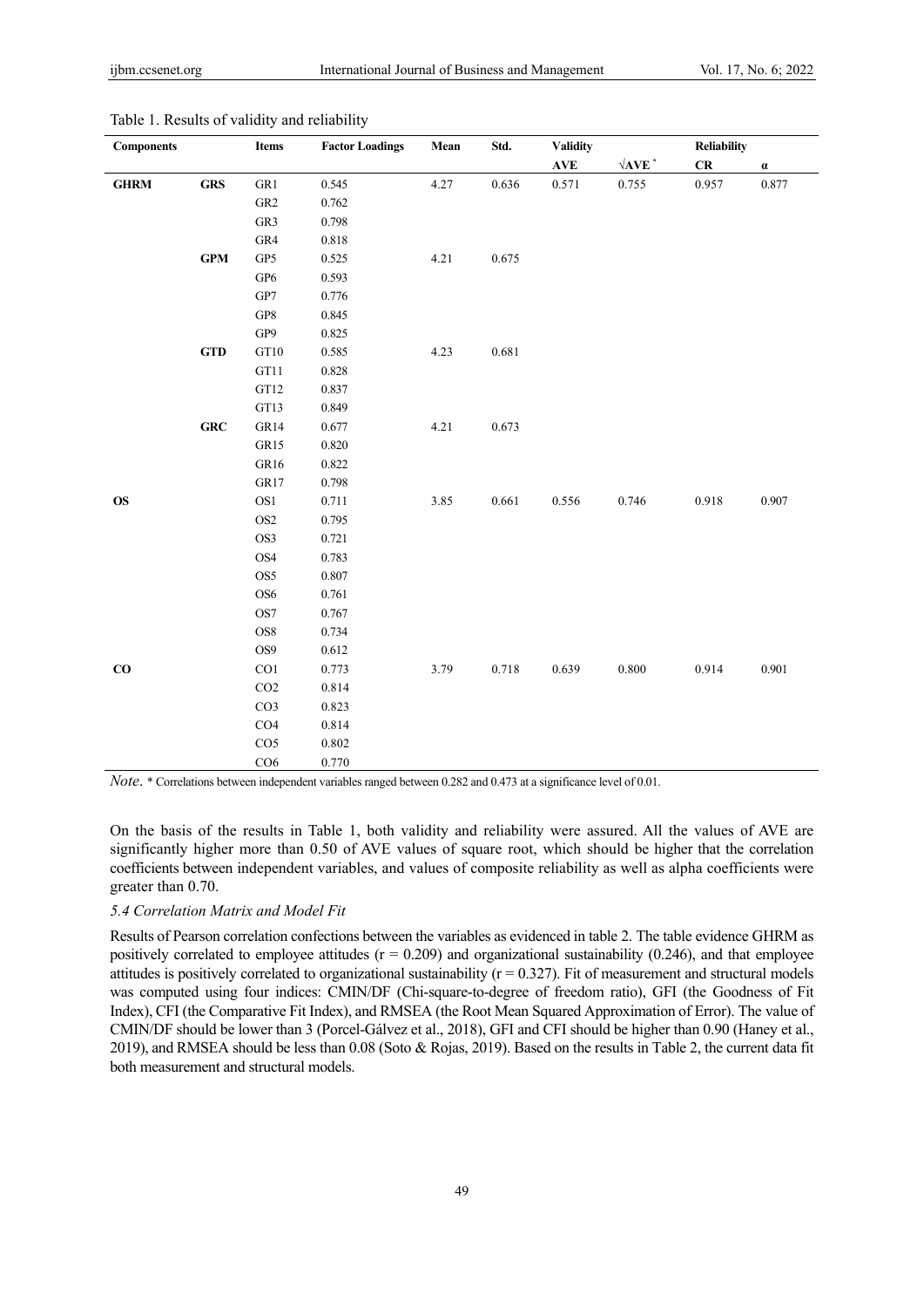Table 1. Results of validity and reliability

| Components | | Items | Factor Loadings | Mean | Std. | Validity | | Reliability | |
|---|---|---|---|---|---|---|---|---|---|
| | | | | | | AVE | √AVE * | CR | α |
| **GHRM** | **GRS** | GR1 | 0.545 | 4.27 | 0.636 | 0.571 | 0.755 | 0.957 | 0.877 |
| | | GR2 | 0.762 | | | | | | |
| | | GR3 | 0.798 | | | | | | |
| | | GR4 | 0.818 | | | | | | |
| | **GPM** | GP5 | 0.525 | 4.21 | 0.675 | | | | |
| | | GP6 | 0.593 | | | | | | |
| | | GP7 | 0.776 | | | | | | |
| | | GP8 | 0.845 | | | | | | |
| | | GP9 | 0.825 | | | | | | |
| | **GTD** | GT10 | 0.585 | 4.23 | 0.681 | | | | |
| | | GT11 | 0.828 | | | | | | |
| | | GT12 | 0.837 | | | | | | |
| | | GT13 | 0.849 | | | | | | |
| | **GRC** | GR14 | 0.677 | 4.21 | 0.673 | | | | |
| | | GR15 | 0.820 | | | | | | |
| | | GR16 | 0.822 | | | | | | |
| | | GR17 | 0.798 | | | | | | |
| **OS** | | OS1 | 0.711 | 3.85 | 0.661 | 0.556 | 0.746 | 0.918 | 0.907 |
| | | OS2 | 0.795 | | | | | | |
| | | OS3 | 0.721 | | | | | | |
| | | OS4 | 0.783 | | | | | | |
| | | OS5 | 0.807 | | | | | | |
| | | OS6 | 0.761 | | | | | | |
| | | OS7 | 0.767 | | | | | | |
| | | OS8 | 0.734 | | | | | | |
| | | OS9 | 0.612 | | | | | | |
| **CO** | | CO1 | 0.773 | 3.79 | 0.718 | 0.639 | 0.800 | 0.914 | 0.901 |
| | | CO2 | 0.814 | | | | | | |
| | | CO3 | 0.823 | | | | | | |
| | | CO4 | 0.814 | | | | | | |
| | | CO5 | 0.802 | | | | | | |
| | | CO6 | 0.770 | | | | | | |

*Note*. * Correlations between independent variables ranged between 0.282 and 0.473 at a significance level of 0.01.

On the basis of the results in Table 1, both validity and reliability were assured. All the values of AVE are significantly higher more than 0.50 of AVE values of square root, which should be higher that the correlation coefficients between independent variables, and values of composite reliability as well as alpha coefficients were greater than 0.70.

### *5.4 Correlation Matrix and Model Fit*

Results of Pearson correlation confections between the variables as evidenced in table 2. The table evidence GHRM as positively correlated to employee attitudes ($r = 0.209$) and organizational sustainability (0.246), and that employee attitudes is positively correlated to organizational sustainability ($r = 0.327$). Fit of measurement and structural models was computed using four indices: CMIN/DF (Chi-square-to-degree of freedom ratio), GFI (the Goodness of Fit Index), CFI (the Comparative Fit Index), and RMSEA (the Root Mean Squared Approximation of Error). The value of CMIN/DF should be lower than 3 (Porcel-Gálvez et al., 2018), GFI and CFI should be higher than 0.90 (Haney et al., 2019), and RMSEA should be less than 0.08 (Soto & Rojas, 2019). Based on the results in Table 2, the current data fit both measurement and structural models.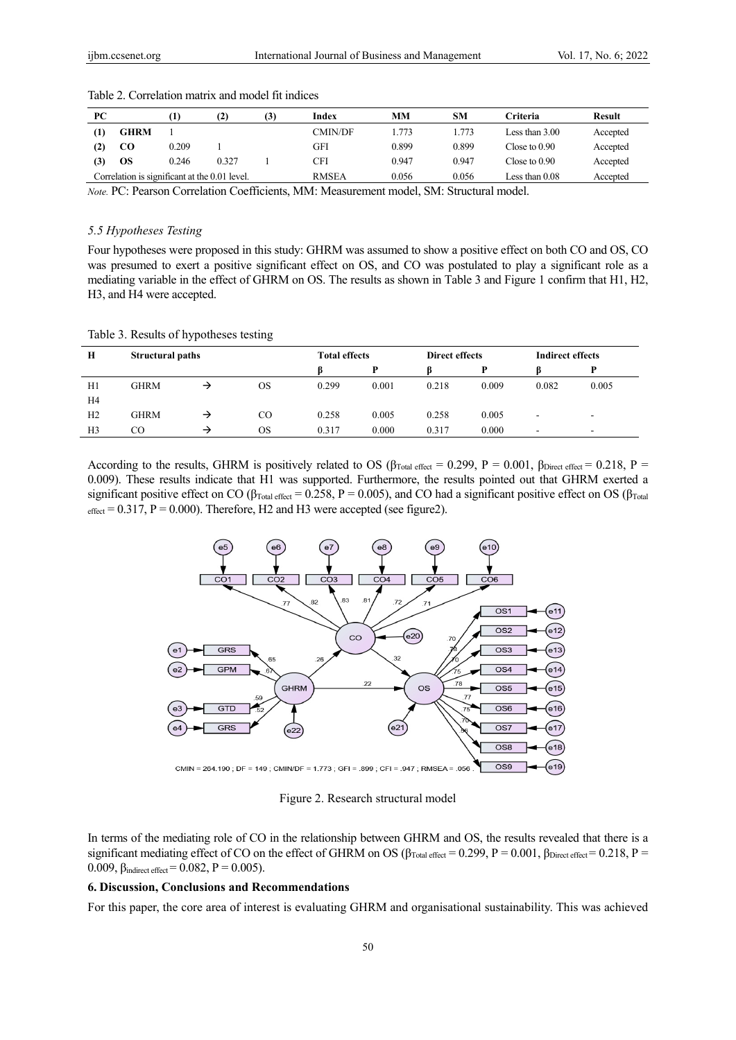Table 2. Correlation matrix and model fit indices

| PC | | (1) | (2) | (3) | Index | MM | SM | Criteria | Result |
|---|---|---|---|---|---|---|---|---|---|
| (1) | GHRM | 1 | | | CMIN/DF | 1.773 | 1.773 | Less than 3.00 | Accepted |
| (2) | CO | 0.209 | 1 | | GFI | 0.899 | 0.899 | Close to 0.90 | Accepted |
| (3) | OS | 0.246 | 0.327 | 1 | CFI | 0.947 | 0.947 | Close to 0.90 | Accepted |
| Correlation is significant at the 0.01 level. | | | | | RMSEA | 0.056 | 0.056 | Less than 0.08 | Accepted |

*Note.* PC: Pearson Correlation Coefficients, MM: Measurement model, SM: Structural model.

### *5.5 Hypotheses Testing*

Four hypotheses were proposed in this study: GHRM was assumed to show a positive effect on both CO and OS, CO was presumed to exert a positive significant effect on OS, and CO was postulated to play a significant role as a mediating variable in the effect of GHRM on OS. The results as shown in Table 3 and Figure 1 confirm that H1, H2, H3, and H4 were accepted.

Table 3. Results of hypotheses testing

| H | Structural paths | | | Total effects | | Direct effects | | Indirect effects | |
|---|---|---|---|---|---|---|---|---|---|
| | | | | β | P | β | P | β | P |
| H1<br>H4 | GHRM | → | OS | 0.299 | 0.001 | 0.218 | 0.009 | 0.082 | 0.005 |
| H2 | GHRM | → | CO | 0.258 | 0.005 | 0.258 | 0.005 | - | - |
| H3 | CO | → | OS | 0.317 | 0.000 | 0.317 | 0.000 | - | - |

According to the results, GHRM is positively related to OS ($\beta_{\text{Total effect}} = 0.299$, P = 0.001, $\beta_{\text{Direct effect}} = 0.218$, P = 0.009). These results indicate that H1 was supported. Furthermore, the results pointed out that GHRM exerted a significant positive effect on CO ($\beta_{\text{Total effect}} = 0.258$, P = 0.005), and CO had a significant positive effect on OS ($\beta_{\text{Total effect}} = 0.317$, P = 0.000). Therefore, H2 and H3 were accepted (see figure2).

CMIN = 264.190 ; DF = 149 ; CMIN/DF = 1.773 ; GFI = .899 ; CFI = .947 ; RMSEA = .056 .

Figure 2. Research structural model

In terms of the mediating role of CO in the relationship between GHRM and OS, the results revealed that there is a significant mediating effect of CO on the effect of GHRM on OS ($\beta_{\text{Total effect}} = 0.299$, P = 0.001, $\beta_{\text{Direct effect}} = 0.218$, P = 0.009, $\beta_{\text{indirect effect}} = 0.082$, P = 0.005).

## 6. Discussion, Conclusions and Recommendations

For this paper, the core area of interest is evaluating GHRM and organisational sustainability. This was achieved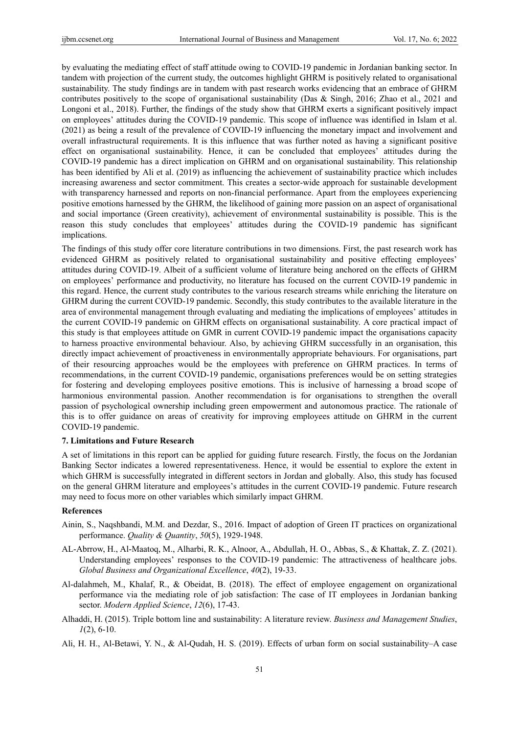by evaluating the mediating effect of staff attitude owing to COVID-19 pandemic in Jordanian banking sector. In tandem with projection of the current study, the outcomes highlight GHRM is positively related to organisational sustainability. The study findings are in tandem with past research works evidencing that an embrace of GHRM contributes positively to the scope of organisational sustainability (Das & Singh, 2016; Zhao et al., 2021 and Longoni et al., 2018). Further, the findings of the study show that GHRM exerts a significant positively impact on employees' attitudes during the COVID-19 pandemic. This scope of influence was identified in Islam et al. (2021) as being a result of the prevalence of COVID-19 influencing the monetary impact and involvement and overall infrastructural requirements. It is this influence that was further noted as having a significant positive effect on organisational sustainability. Hence, it can be concluded that employees' attitudes during the COVID-19 pandemic has a direct implication on GHRM and on organisational sustainability. This relationship has been identified by Ali et al. (2019) as influencing the achievement of sustainability practice which includes increasing awareness and sector commitment. This creates a sector-wide approach for sustainable development with transparency harnessed and reports on non-financial performance. Apart from the employees experiencing positive emotions harnessed by the GHRM, the likelihood of gaining more passion on an aspect of organisational and social importance (Green creativity), achievement of environmental sustainability is possible. This is the reason this study concludes that employees' attitudes during the COVID-19 pandemic has significant implications.

The findings of this study offer core literature contributions in two dimensions. First, the past research work has evidenced GHRM as positively related to organisational sustainability and positive effecting employees' attitudes during COVID-19. Albeit of a sufficient volume of literature being anchored on the effects of GHRM on employees' performance and productivity, no literature has focused on the current COVID-19 pandemic in this regard. Hence, the current study contributes to the various research streams while enriching the literature on GHRM during the current COVID-19 pandemic. Secondly, this study contributes to the available literature in the area of environmental management through evaluating and mediating the implications of employees' attitudes in the current COVID-19 pandemic on GHRM effects on organisational sustainability. A core practical impact of this study is that employees attitude on GMR in current COVID-19 pandemic impact the organisations capacity to harness proactive environmental behaviour. Also, by achieving GHRM successfully in an organisation, this directly impact achievement of proactiveness in environmentally appropriate behaviours. For organisations, part of their resourcing approaches would be the employees with preference on GHRM practices. In terms of recommendations, in the current COVID-19 pandemic, organisations preferences would be on setting strategies for fostering and developing employees positive emotions. This is inclusive of harnessing a broad scope of harmonious environmental passion. Another recommendation is for organisations to strengthen the overall passion of psychological ownership including green empowerment and autonomous practice. The rationale of this is to offer guidance on areas of creativity for improving employees attitude on GHRM in the current COVID-19 pandemic.

## 7. Limitations and Future Research

A set of limitations in this report can be applied for guiding future research. Firstly, the focus on the Jordanian Banking Sector indicates a lowered representativeness. Hence, it would be essential to explore the extent in which GHRM is successfully integrated in different sectors in Jordan and globally. Also, this study has focused on the general GHRM literature and employees's attitudes in the current COVID-19 pandemic. Future research may need to focus more on other variables which similarly impact GHRM.

## References

Ainin, S., Naqshbandi, M.M. and Dezdar, S., 2016. Impact of adoption of Green IT practices on organizational performance. *Quality & Quantity*, *50*(5), 1929-1948.

AL-Abrrow, H., Al-Maatoq, M., Alharbi, R. K., Alnoor, A., Abdullah, H. O., Abbas, S., & Khattak, Z. Z. (2021). Understanding employees' responses to the COVID-19 pandemic: The attractiveness of healthcare jobs. *Global Business and Organizational Excellence*, *40*(2), 19-33.

Al-dalahmeh, M., Khalaf, R., & Obeidat, B. (2018). The effect of employee engagement on organizational performance via the mediating role of job satisfaction: The case of IT employees in Jordanian banking sector. *Modern Applied Science*, *12*(6), 17-43.

Alhaddi, H. (2015). Triple bottom line and sustainability: A literature review. *Business and Management Studies*, *1*(2), 6-10.

Ali, H. H., Al-Betawi, Y. N., & Al-Qudah, H. S. (2019). Effects of urban form on social sustainability–A case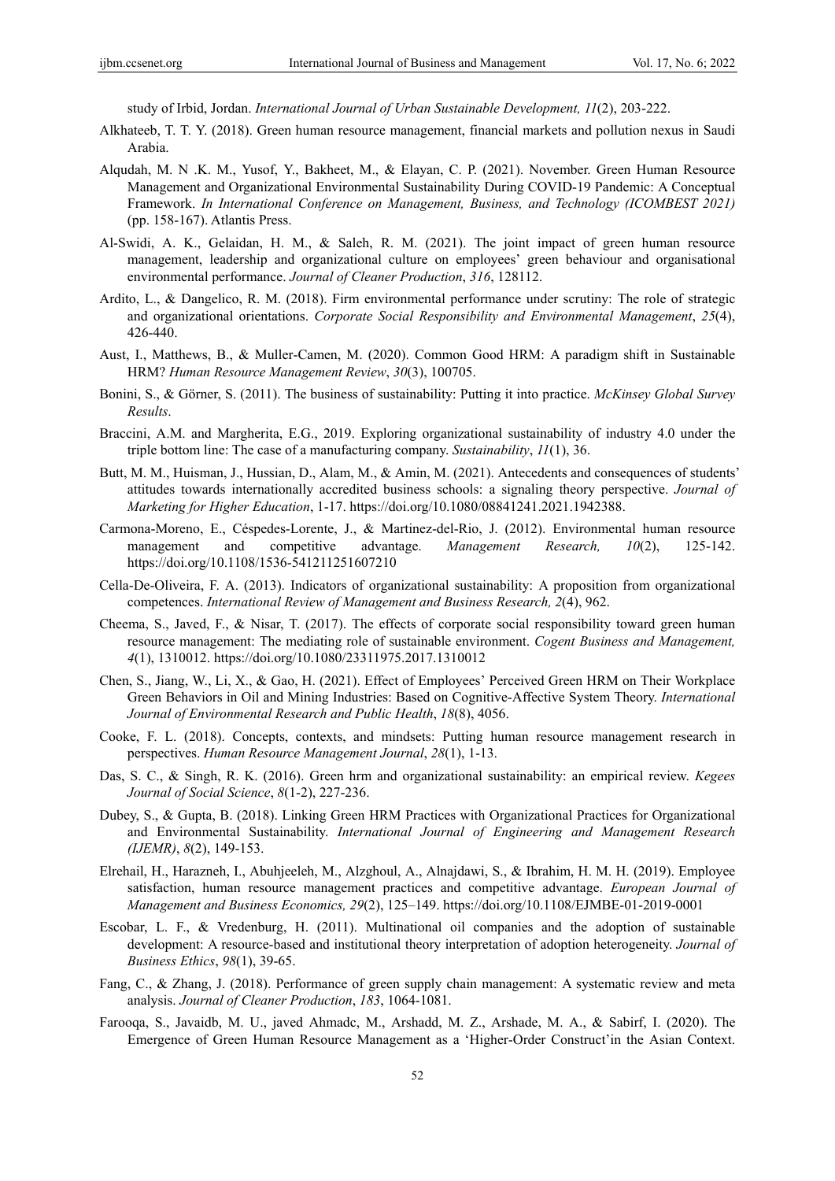study of Irbid, Jordan. *International Journal of Urban Sustainable Development, 11*(2), 203-222.

Alkhateeb, T. T. Y. (2018). Green human resource management, financial markets and pollution nexus in Saudi Arabia.

Alqudah, M. N .K. M., Yusof, Y., Bakheet, M., & Elayan, C. P. (2021). November. Green Human Resource Management and Organizational Environmental Sustainability During COVID-19 Pandemic: A Conceptual Framework. *In International Conference on Management, Business, and Technology (ICOMBEST 2021)* (pp. 158-167). Atlantis Press.

Al-Swidi, A. K., Gelaidan, H. M., & Saleh, R. M. (2021). The joint impact of green human resource management, leadership and organizational culture on employees' green behaviour and organisational environmental performance. *Journal of Cleaner Production*, *316*, 128112.

Ardito, L., & Dangelico, R. M. (2018). Firm environmental performance under scrutiny: The role of strategic and organizational orientations. *Corporate Social Responsibility and Environmental Management*, *25*(4), 426-440.

Aust, I., Matthews, B., & Muller-Camen, M. (2020). Common Good HRM: A paradigm shift in Sustainable HRM? *Human Resource Management Review*, *30*(3), 100705.

Bonini, S., & Görner, S. (2011). The business of sustainability: Putting it into practice. *McKinsey Global Survey Results*.

Braccini, A.M. and Margherita, E.G., 2019. Exploring organizational sustainability of industry 4.0 under the triple bottom line: The case of a manufacturing company. *Sustainability*, *11*(1), 36.

Butt, M. M., Huisman, J., Hussian, D., Alam, M., & Amin, M. (2021). Antecedents and consequences of students' attitudes towards internationally accredited business schools: a signaling theory perspective. *Journal of Marketing for Higher Education*, 1-17. https://doi.org/10.1080/08841241.2021.1942388.

Carmona-Moreno, E., Céspedes-Lorente, J., & Martinez-del-Rio, J. (2012). Environmental human resource management and competitive advantage. *Management Research, 10*(2), 125-142. https://doi.org/10.1108/1536-541211251607210

Cella-De-Oliveira, F. A. (2013). Indicators of organizational sustainability: A proposition from organizational competences. *International Review of Management and Business Research, 2*(4), 962.

Cheema, S., Javed, F., & Nisar, T. (2017). The effects of corporate social responsibility toward green human resource management: The mediating role of sustainable environment. *Cogent Business and Management, 4*(1), 1310012. https://doi.org/10.1080/23311975.2017.1310012

Chen, S., Jiang, W., Li, X., & Gao, H. (2021). Effect of Employees' Perceived Green HRM on Their Workplace Green Behaviors in Oil and Mining Industries: Based on Cognitive-Affective System Theory. *International Journal of Environmental Research and Public Health*, *18*(8), 4056.

Cooke, F. L. (2018). Concepts, contexts, and mindsets: Putting human resource management research in perspectives. *Human Resource Management Journal*, *28*(1), 1-13.

Das, S. C., & Singh, R. K. (2016). Green hrm and organizational sustainability: an empirical review. *Kegees Journal of Social Science*, *8*(1-2), 227-236.

Dubey, S., & Gupta, B. (2018). Linking Green HRM Practices with Organizational Practices for Organizational and Environmental Sustainability. *International Journal of Engineering and Management Research (IJEMR)*, *8*(2), 149-153.

Elrehail, H., Harazneh, I., Abuhjeeleh, M., Alzghoul, A., Alnajdawi, S., & Ibrahim, H. M. H. (2019). Employee satisfaction, human resource management practices and competitive advantage. *European Journal of Management and Business Economics, 29*(2), 125–149. https://doi.org/10.1108/EJMBE-01-2019-0001

Escobar, L. F., & Vredenburg, H. (2011). Multinational oil companies and the adoption of sustainable development: A resource-based and institutional theory interpretation of adoption heterogeneity. *Journal of Business Ethics*, *98*(1), 39-65.

Fang, C., & Zhang, J. (2018). Performance of green supply chain management: A systematic review and meta analysis. *Journal of Cleaner Production*, *183*, 1064-1081.

Farooqa, S., Javaidb, M. U., javed Ahmadc, M., Arshadd, M. Z., Arshade, M. A., & Sabirf, I. (2020). The Emergence of Green Human Resource Management as a 'Higher-Order Construct'in the Asian Context.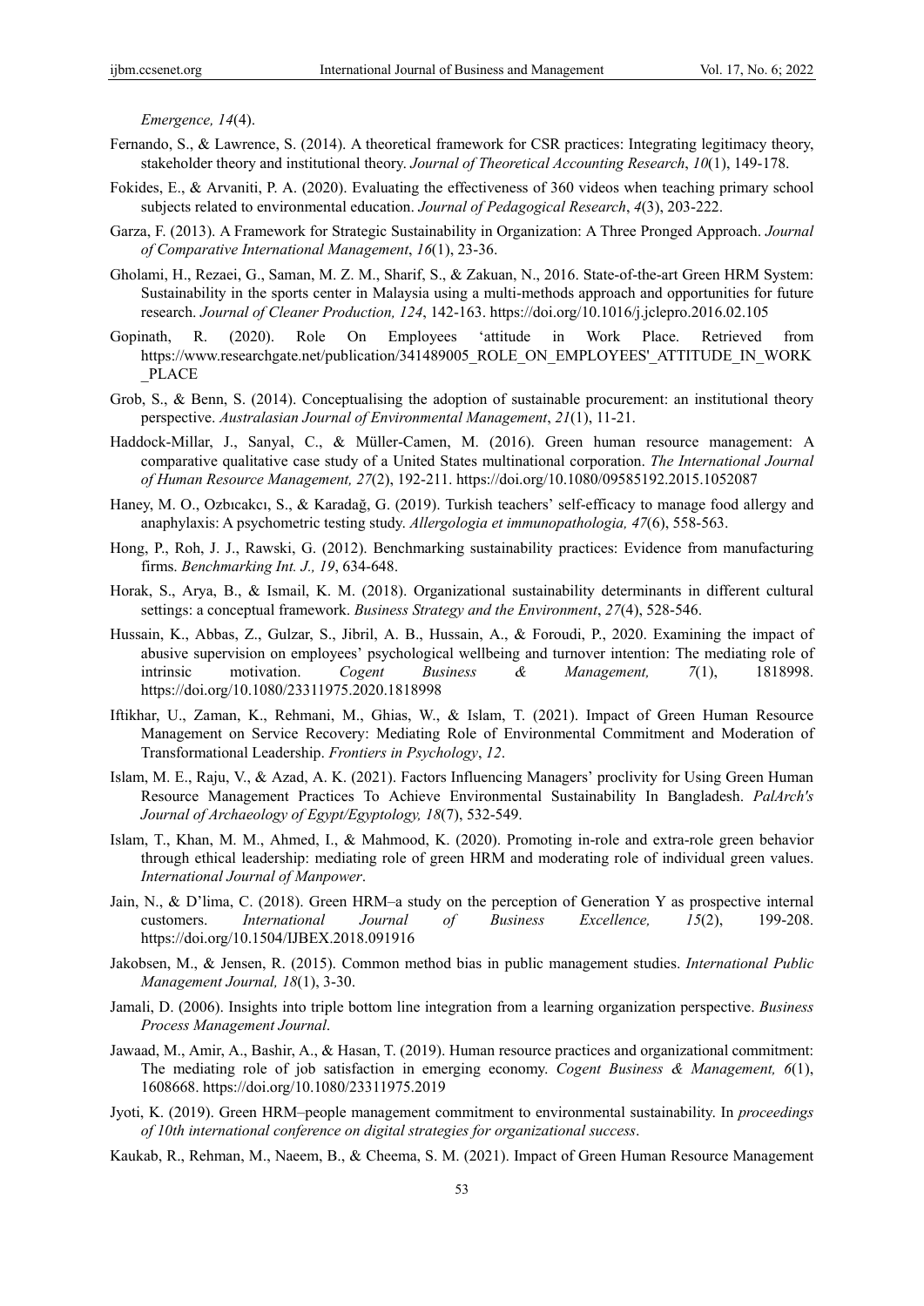*Emergence, 14*(4).

Fernando, S., & Lawrence, S. (2014). A theoretical framework for CSR practices: Integrating legitimacy theory, stakeholder theory and institutional theory. *Journal of Theoretical Accounting Research*, *10*(1), 149-178.

Fokides, E., & Arvaniti, P. A. (2020). Evaluating the effectiveness of 360 videos when teaching primary school subjects related to environmental education. *Journal of Pedagogical Research*, *4*(3), 203-222.

Garza, F. (2013). A Framework for Strategic Sustainability in Organization: A Three Pronged Approach. *Journal of Comparative International Management*, *16*(1), 23-36.

Gholami, H., Rezaei, G., Saman, M. Z. M., Sharif, S., & Zakuan, N., 2016. State-of-the-art Green HRM System: Sustainability in the sports center in Malaysia using a multi-methods approach and opportunities for future research. *Journal of Cleaner Production, 124*, 142-163. https://doi.org/10.1016/j.jclepro.2016.02.105

Gopinath, R. (2020). Role On Employees 'attitude in Work Place. Retrieved from https://www.researchgate.net/publication/341489005_ROLE_ON_EMPLOYEES'_ATTITUDE_IN_WORK_PLACE

Grob, S., & Benn, S. (2014). Conceptualising the adoption of sustainable procurement: an institutional theory perspective. *Australasian Journal of Environmental Management*, *21*(1), 11-21.

Haddock-Millar, J., Sanyal, C., & Müller-Camen, M. (2016). Green human resource management: A comparative qualitative case study of a United States multinational corporation. *The International Journal of Human Resource Management, 27*(2), 192-211. https://doi.org/10.1080/09585192.2015.1052087

Haney, M. O., Ozbıcakcı, S., & Karadağ, G. (2019). Turkish teachers' self-efficacy to manage food allergy and anaphylaxis: A psychometric testing study. *Allergologia et immunopathologia, 47*(6), 558-563.

Hong, P., Roh, J. J., Rawski, G. (2012). Benchmarking sustainability practices: Evidence from manufacturing firms. *Benchmarking Int. J., 19*, 634-648.

Horak, S., Arya, B., & Ismail, K. M. (2018). Organizational sustainability determinants in different cultural settings: a conceptual framework. *Business Strategy and the Environment*, *27*(4), 528-546.

Hussain, K., Abbas, Z., Gulzar, S., Jibril, A. B., Hussain, A., & Foroudi, P., 2020. Examining the impact of abusive supervision on employees' psychological wellbeing and turnover intention: The mediating role of intrinsic motivation. *Cogent Business & Management, 7*(1), 1818998. https://doi.org/10.1080/23311975.2020.1818998

Iftikhar, U., Zaman, K., Rehmani, M., Ghias, W., & Islam, T. (2021). Impact of Green Human Resource Management on Service Recovery: Mediating Role of Environmental Commitment and Moderation of Transformational Leadership. *Frontiers in Psychology*, *12*.

Islam, M. E., Raju, V., & Azad, A. K. (2021). Factors Influencing Managers' proclivity for Using Green Human Resource Management Practices To Achieve Environmental Sustainability In Bangladesh. *PalArch's Journal of Archaeology of Egypt/Egyptology, 18*(7), 532-549.

Islam, T., Khan, M. M., Ahmed, I., & Mahmood, K. (2020). Promoting in-role and extra-role green behavior through ethical leadership: mediating role of green HRM and moderating role of individual green values. *International Journal of Manpower*.

Jain, N., & D'lima, C. (2018). Green HRM–a study on the perception of Generation Y as prospective internal customers. *International Journal of Business Excellence, 15*(2), 199-208. https://doi.org/10.1504/IJBEX.2018.091916

Jakobsen, M., & Jensen, R. (2015). Common method bias in public management studies. *International Public Management Journal, 18*(1), 3-30.

Jamali, D. (2006). Insights into triple bottom line integration from a learning organization perspective. *Business Process Management Journal*.

Jawaad, M., Amir, A., Bashir, A., & Hasan, T. (2019). Human resource practices and organizational commitment: The mediating role of job satisfaction in emerging economy. *Cogent Business & Management, 6*(1), 1608668. https://doi.org/10.1080/23311975.2019

Jyoti, K. (2019). Green HRM–people management commitment to environmental sustainability. In *proceedings of 10th international conference on digital strategies for organizational success*.

Kaukab, R., Rehman, M., Naeem, B., & Cheema, S. M. (2021). Impact of Green Human Resource Management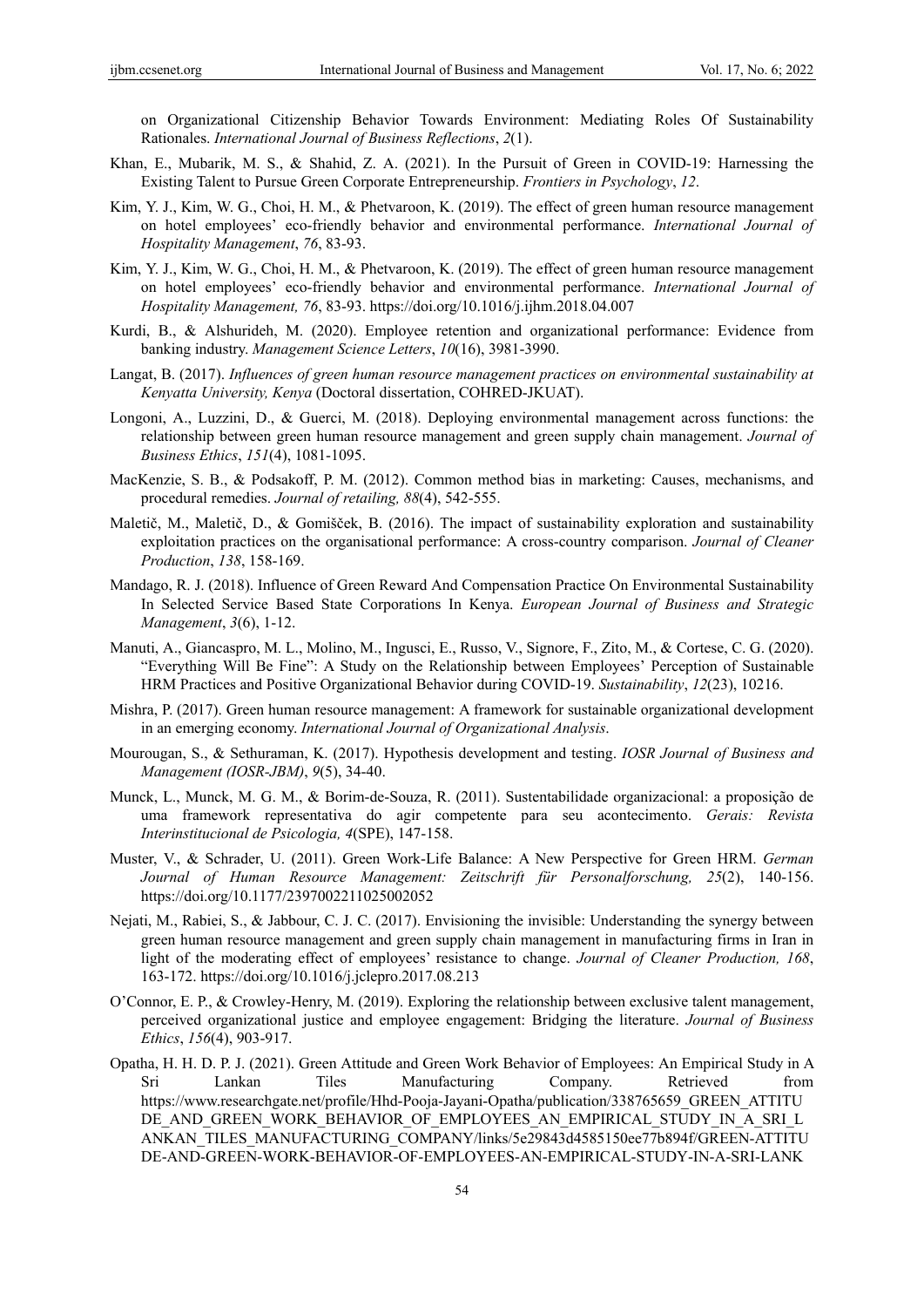on Organizational Citizenship Behavior Towards Environment: Mediating Roles Of Sustainability Rationales. *International Journal of Business Reflections*, *2*(1).

Khan, E., Mubarik, M. S., & Shahid, Z. A. (2021). In the Pursuit of Green in COVID-19: Harnessing the Existing Talent to Pursue Green Corporate Entrepreneurship. *Frontiers in Psychology*, *12*.

Kim, Y. J., Kim, W. G., Choi, H. M., & Phetvaroon, K. (2019). The effect of green human resource management on hotel employees' eco-friendly behavior and environmental performance. *International Journal of Hospitality Management*, *76*, 83-93.

Kim, Y. J., Kim, W. G., Choi, H. M., & Phetvaroon, K. (2019). The effect of green human resource management on hotel employees' eco-friendly behavior and environmental performance. *International Journal of Hospitality Management, 76*, 83-93. https://doi.org/10.1016/j.ijhm.2018.04.007

Kurdi, B., & Alshurideh, M. (2020). Employee retention and organizational performance: Evidence from banking industry. *Management Science Letters*, *10*(16), 3981-3990.

Langat, B. (2017). *Influences of green human resource management practices on environmental sustainability at Kenyatta University, Kenya* (Doctoral dissertation, COHRED-JKUAT).

Longoni, A., Luzzini, D., & Guerci, M. (2018). Deploying environmental management across functions: the relationship between green human resource management and green supply chain management. *Journal of Business Ethics*, *151*(4), 1081-1095.

MacKenzie, S. B., & Podsakoff, P. M. (2012). Common method bias in marketing: Causes, mechanisms, and procedural remedies. *Journal of retailing, 88*(4), 542-555.

Maletič, M., Maletič, D., & Gomišček, B. (2016). The impact of sustainability exploration and sustainability exploitation practices on the organisational performance: A cross-country comparison. *Journal of Cleaner Production*, *138*, 158-169.

Mandago, R. J. (2018). Influence of Green Reward And Compensation Practice On Environmental Sustainability In Selected Service Based State Corporations In Kenya. *European Journal of Business and Strategic Management*, *3*(6), 1-12.

Manuti, A., Giancaspro, M. L., Molino, M., Ingusci, E., Russo, V., Signore, F., Zito, M., & Cortese, C. G. (2020). "Everything Will Be Fine": A Study on the Relationship between Employees' Perception of Sustainable HRM Practices and Positive Organizational Behavior during COVID-19. *Sustainability*, *12*(23), 10216.

Mishra, P. (2017). Green human resource management: A framework for sustainable organizational development in an emerging economy. *International Journal of Organizational Analysis*.

Mourougan, S., & Sethuraman, K. (2017). Hypothesis development and testing. *IOSR Journal of Business and Management (IOSR-JBM)*, *9*(5), 34-40.

Munck, L., Munck, M. G. M., & Borim-de-Souza, R. (2011). Sustentabilidade organizacional: a proposição de uma framework representativa do agir competente para seu acontecimento. *Gerais: Revista Interinstitucional de Psicologia, 4*(SPE), 147-158.

Muster, V., & Schrader, U. (2011). Green Work-Life Balance: A New Perspective for Green HRM. *German Journal of Human Resource Management: Zeitschrift für Personalforschung, 25*(2), 140-156. https://doi.org/10.1177/239700221102500205

Nejati, M., Rabiei, S., & Jabbour, C. J. C. (2017). Envisioning the invisible: Understanding the synergy between green human resource management and green supply chain management in manufacturing firms in Iran in light of the moderating effect of employees' resistance to change. *Journal of Cleaner Production, 168*, 163-172. https://doi.org/10.1016/j.jclepro.2017.08.213

O'Connor, E. P., & Crowley-Henry, M. (2019). Exploring the relationship between exclusive talent management, perceived organizational justice and employee engagement: Bridging the literature. *Journal of Business Ethics*, *156*(4), 903-917.

Opatha, H. H. D. P. J. (2021). Green Attitude and Green Work Behavior of Employees: An Empirical Study in A Sri Lankan Tiles Manufacturing Company. Retrieved from https://www.researchgate.net/profile/Hhd-Pooja-Jayani-Opatha/publication/338765659_GREEN_ATTITUDE_AND_GREEN_WORK_BEHAVIOR_OF_EMPLOYEES_AN_EMPIRICAL_STUDY_IN_A_SRI_LANKAN_TILES_MANUFACTURING_COMPANY/links/5e29843d4585150ee77b894f/GREEN-ATTITUDE-AND-GREEN-WORK-BEHAVIOR-OF-EMPLOYEES-AN-EMPIRICAL-STUDY-IN-A-SRI-LANK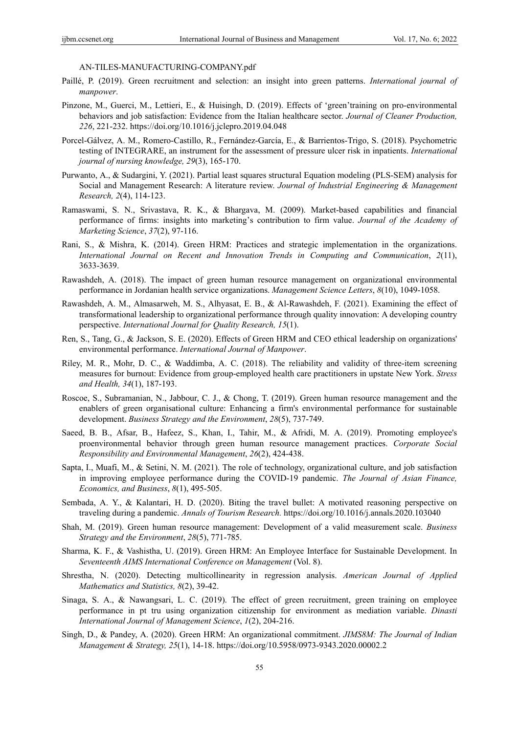AN-TILES-MANUFACTURING-COMPANY.pdf

Paillé, P. (2019). Green recruitment and selection: an insight into green patterns. *International journal of manpower*.

Pinzone, M., Guerci, M., Lettieri, E., & Huisingh, D. (2019). Effects of 'green'training on pro-environmental behaviors and job satisfaction: Evidence from the Italian healthcare sector. *Journal of Cleaner Production, 226*, 221-232. https://doi.org/10.1016/j.jclepro.2019.04.048

Porcel-Gálvez, A. M., Romero-Castillo, R., Fernández-García, E., & Barrientos-Trigo, S. (2018). Psychometric testing of INTEGRARE, an instrument for the assessment of pressure ulcer risk in inpatients. *International journal of nursing knowledge, 29*(3), 165-170.

Purwanto, A., & Sudargini, Y. (2021). Partial least squares structural Equation modeling (PLS-SEM) analysis for Social and Management Research: A literature review. *Journal of Industrial Engineering & Management Research, 2*(4), 114-123.

Ramaswami, S. N., Srivastava, R. K., & Bhargava, M. (2009). Market-based capabilities and financial performance of firms: insights into marketing's contribution to firm value. *Journal of the Academy of Marketing Science*, *37*(2), 97-116.

Rani, S., & Mishra, K. (2014). Green HRM: Practices and strategic implementation in the organizations. *International Journal on Recent and Innovation Trends in Computing and Communication*, *2*(11), 3633-3639.

Rawashdeh, A. (2018). The impact of green human resource management on organizational environmental performance in Jordanian health service organizations. *Management Science Letters*, *8*(10), 1049-1058.

Rawashdeh, A. M., Almasarweh, M. S., Alhyasat, E. B., & Al-Rawashdeh, F. (2021). Examining the effect of transformational leadership to organizational performance through quality innovation: A developing country perspective. *International Journal for Quality Research, 15*(1).

Ren, S., Tang, G., & Jackson, S. E. (2020). Effects of Green HRM and CEO ethical leadership on organizations' environmental performance. *International Journal of Manpower*.

Riley, M. R., Mohr, D. C., & Waddimba, A. C. (2018). The reliability and validity of three-item screening measures for burnout: Evidence from group-employed health care practitioners in upstate New York. *Stress and Health, 34*(1), 187-193.

Roscoe, S., Subramanian, N., Jabbour, C. J., & Chong, T. (2019). Green human resource management and the enablers of green organisational culture: Enhancing a firm's environmental performance for sustainable development. *Business Strategy and the Environment*, *28*(5), 737-749.

Saeed, B. B., Afsar, B., Hafeez, S., Khan, I., Tahir, M., & Afridi, M. A. (2019). Promoting employee's proenvironmental behavior through green human resource management practices. *Corporate Social Responsibility and Environmental Management*, *26*(2), 424-438.

Sapta, I., Muafi, M., & Setini, N. M. (2021). The role of technology, organizational culture, and job satisfaction in improving employee performance during the COVID-19 pandemic. *The Journal of Asian Finance, Economics, and Business*, *8*(1), 495-505.

Sembada, A. Y., & Kalantari, H. D. (2020). Biting the travel bullet: A motivated reasoning perspective on traveling during a pandemic. *Annals of Tourism Research.* https://doi.org/10.1016/j.annals.2020.103040

Shah, M. (2019). Green human resource management: Development of a valid measurement scale. *Business Strategy and the Environment*, *28*(5), 771-785.

Sharma, K. F., & Vashistha, U. (2019). Green HRM: An Employee Interface for Sustainable Development. In *Seventeenth AIMS International Conference on Management* (Vol. 8).

Shrestha, N. (2020). Detecting multicollinearity in regression analysis. *American Journal of Applied Mathematics and Statistics, 8*(2), 39-42.

Sinaga, S. A., & Nawangsari, L. C. (2019). The effect of green recruitment, green training on employee performance in pt tru using organization citizenship for environment as mediation variable. *Dinasti International Journal of Management Science*, *1*(2), 204-216.

Singh, D., & Pandey, A. (2020). Green HRM: An organizational commitment. *JIMS8M: The Journal of Indian Management & Strategy, 25*(1), 14-18. https://doi.org/10.5958/0973-9343.2020.00002.2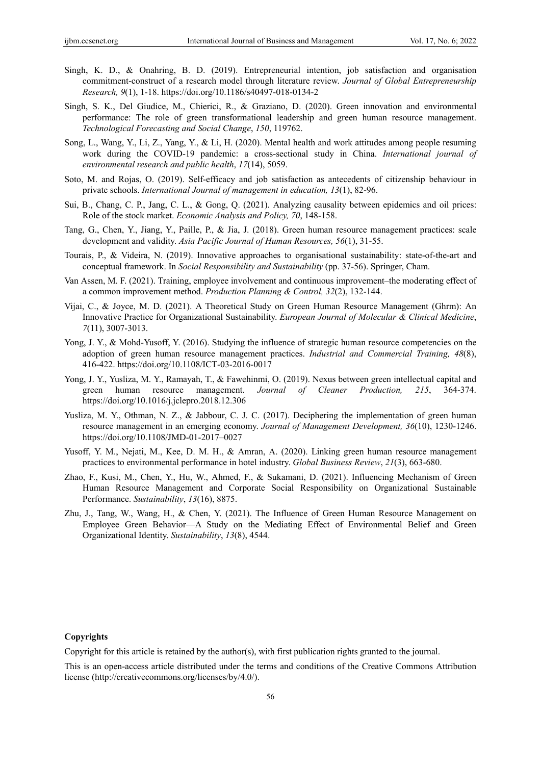Singh, K. D., & Onahring, B. D. (2019). Entrepreneurial intention, job satisfaction and organisation commitment-construct of a research model through literature review. *Journal of Global Entrepreneurship Research, 9*(1), 1-18. https://doi.org/10.1186/s40497-018-0134-2

Singh, S. K., Del Giudice, M., Chierici, R., & Graziano, D. (2020). Green innovation and environmental performance: The role of green transformational leadership and green human resource management. *Technological Forecasting and Social Change*, *150*, 119762.

Song, L., Wang, Y., Li, Z., Yang, Y., & Li, H. (2020). Mental health and work attitudes among people resuming work during the COVID-19 pandemic: a cross-sectional study in China. *International journal of environmental research and public health*, *17*(14), 5059.

Soto, M. and Rojas, O. (2019). Self-efficacy and job satisfaction as antecedents of citizenship behaviour in private schools. *International Journal of management in education, 13*(1), 82-96.

Sui, B., Chang, C. P., Jang, C. L., & Gong, Q. (2021). Analyzing causality between epidemics and oil prices: Role of the stock market. *Economic Analysis and Policy, 70*, 148-158.

Tang, G., Chen, Y., Jiang, Y., Paille, P., & Jia, J. (2018). Green human resource management practices: scale development and validity. *Asia Pacific Journal of Human Resources, 56*(1), 31-55.

Tourais, P., & Videira, N. (2019). Innovative approaches to organisational sustainability: state-of-the-art and conceptual framework. In *Social Responsibility and Sustainability* (pp. 37-56). Springer, Cham.

Van Assen, M. F. (2021). Training, employee involvement and continuous improvement–the moderating effect of a common improvement method. *Production Planning & Control, 32*(2), 132-144.

Vijai, C., & Joyce, M. D. (2021). A Theoretical Study on Green Human Resource Management (Ghrm): An Innovative Practice for Organizational Sustainability. *European Journal of Molecular & Clinical Medicine*, *7*(11), 3007-3013.

Yong, J. Y., & Mohd-Yusoff, Y. (2016). Studying the influence of strategic human resource competencies on the adoption of green human resource management practices. *Industrial and Commercial Training, 48*(8), 416-422. https://doi.org/10.1108/ICT-03-2016-0017

Yong, J. Y., Yusliza, M. Y., Ramayah, T., & Fawehinmi, O. (2019). Nexus between green intellectual capital and green human resource management. *Journal of Cleaner Production, 215*, 364-374. https://doi.org/10.1016/j.jclepro.2018.12.306

Yusliza, M. Y., Othman, N. Z., & Jabbour, C. J. C. (2017). Deciphering the implementation of green human resource management in an emerging economy. *Journal of Management Development, 36*(10), 1230-1246. https://doi.org/10.1108/JMD-01-2017–0027

Yusoff, Y. M., Nejati, M., Kee, D. M. H., & Amran, A. (2020). Linking green human resource management practices to environmental performance in hotel industry. *Global Business Review*, *21*(3), 663-680.

Zhao, F., Kusi, M., Chen, Y., Hu, W., Ahmed, F., & Sukamani, D. (2021). Influencing Mechanism of Green Human Resource Management and Corporate Social Responsibility on Organizational Sustainable Performance. *Sustainability*, *13*(16), 8875.

Zhu, J., Tang, W., Wang, H., & Chen, Y. (2021). The Influence of Green Human Resource Management on Employee Green Behavior—A Study on the Mediating Effect of Environmental Belief and Green Organizational Identity. *Sustainability*, *13*(8), 4544.

**Copyrights**

Copyright for this article is retained by the author(s), with first publication rights granted to the journal.

This is an open-access article distributed under the terms and conditions of the Creative Commons Attribution license (http://creativecommons.org/licenses/by/4.0/).